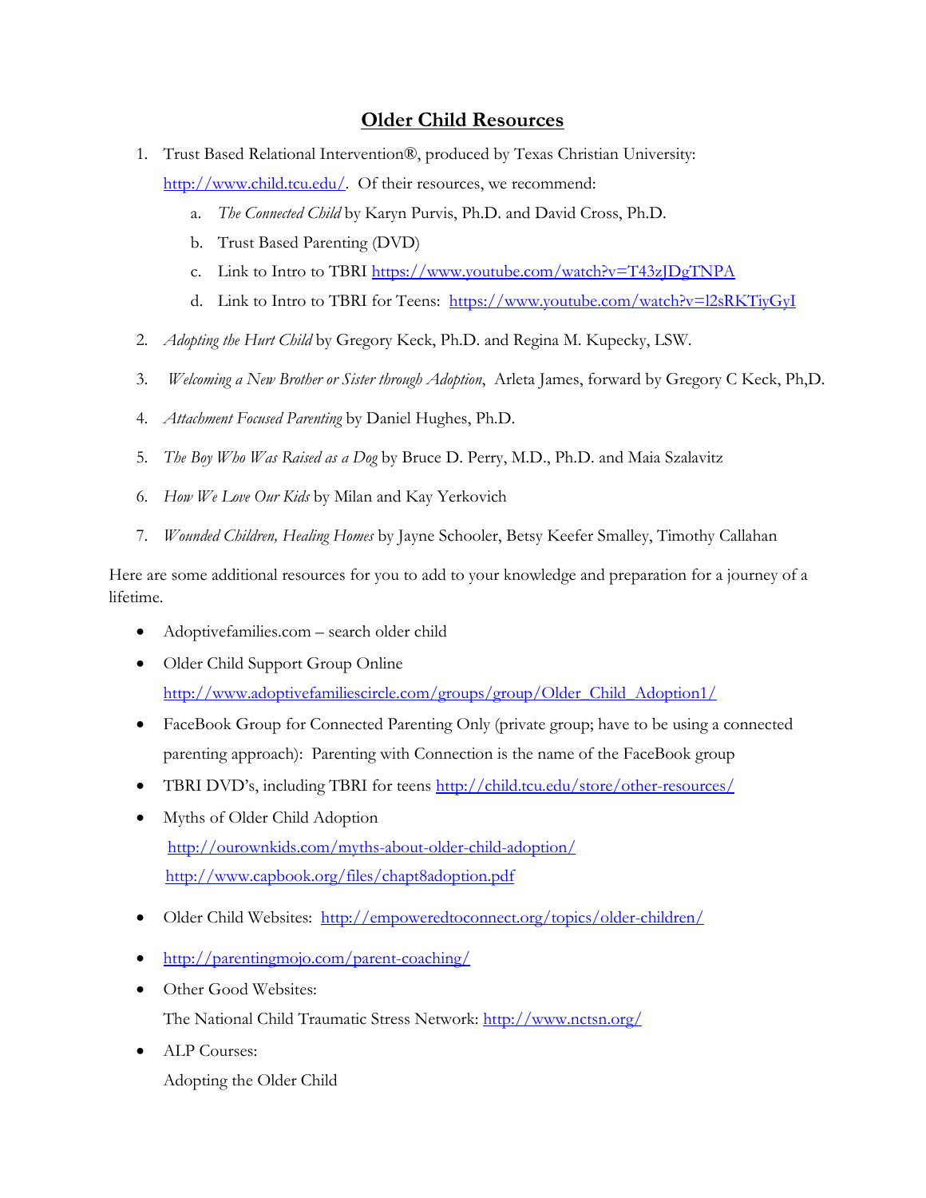# Older Child Resources

1. Trust Based Relational Intervention®, produced by Texas Christian University: http://www.child.tcu.edu/. Of their resources, we recommend:
   a. *The Connected Child* by Karyn Purvis, Ph.D. and David Cross, Ph.D.
   b. Trust Based Parenting (DVD)
   c. Link to Intro to TBRI https://www.youtube.com/watch?v=T43zJDgTNPA
   d. Link to Intro to TBRI for Teens: https://www.youtube.com/watch?v=l2sRKTiyGyI
2. *Adopting the Hurt Child* by Gregory Keck, Ph.D. and Regina M. Kupecky, LSW.
3. *Welcoming a New Brother or Sister through Adoption*, Arleta James, forward by Gregory C Keck, Ph,D.
4. *Attachment Focused Parenting* by Daniel Hughes, Ph.D.
5. *The Boy Who Was Raised as a Dog* by Bruce D. Perry, M.D., Ph.D. and Maia Szalavitz
6. *How We Love Our Kids* by Milan and Kay Yerkovich
7. *Wounded Children, Healing Homes* by Jayne Schooler, Betsy Keefer Smalley, Timothy Callahan

Here are some additional resources for you to add to your knowledge and preparation for a journey of a lifetime.

- Adoptivefamilies.com – search older child
- Older Child Support Group Online
  http://www.adoptivefamiliescircle.com/groups/group/Older_Child_Adoption1/
- FaceBook Group for Connected Parenting Only (private group; have to be using a connected parenting approach): Parenting with Connection is the name of the FaceBook group
- TBRI DVD's, including TBRI for teens http://child.tcu.edu/store/other-resources/
- Myths of Older Child Adoption
  http://ourownkids.com/myths-about-older-child-adoption/
  http://www.capbook.org/files/chapt8adoption.pdf
- Older Child Websites: http://empoweredtoconnect.org/topics/older-children/
- http://parentingmojo.com/parent-coaching/
- Other Good Websites:
  The National Child Traumatic Stress Network: http://www.nctsn.org/
- ALP Courses:
  Adopting the Older Child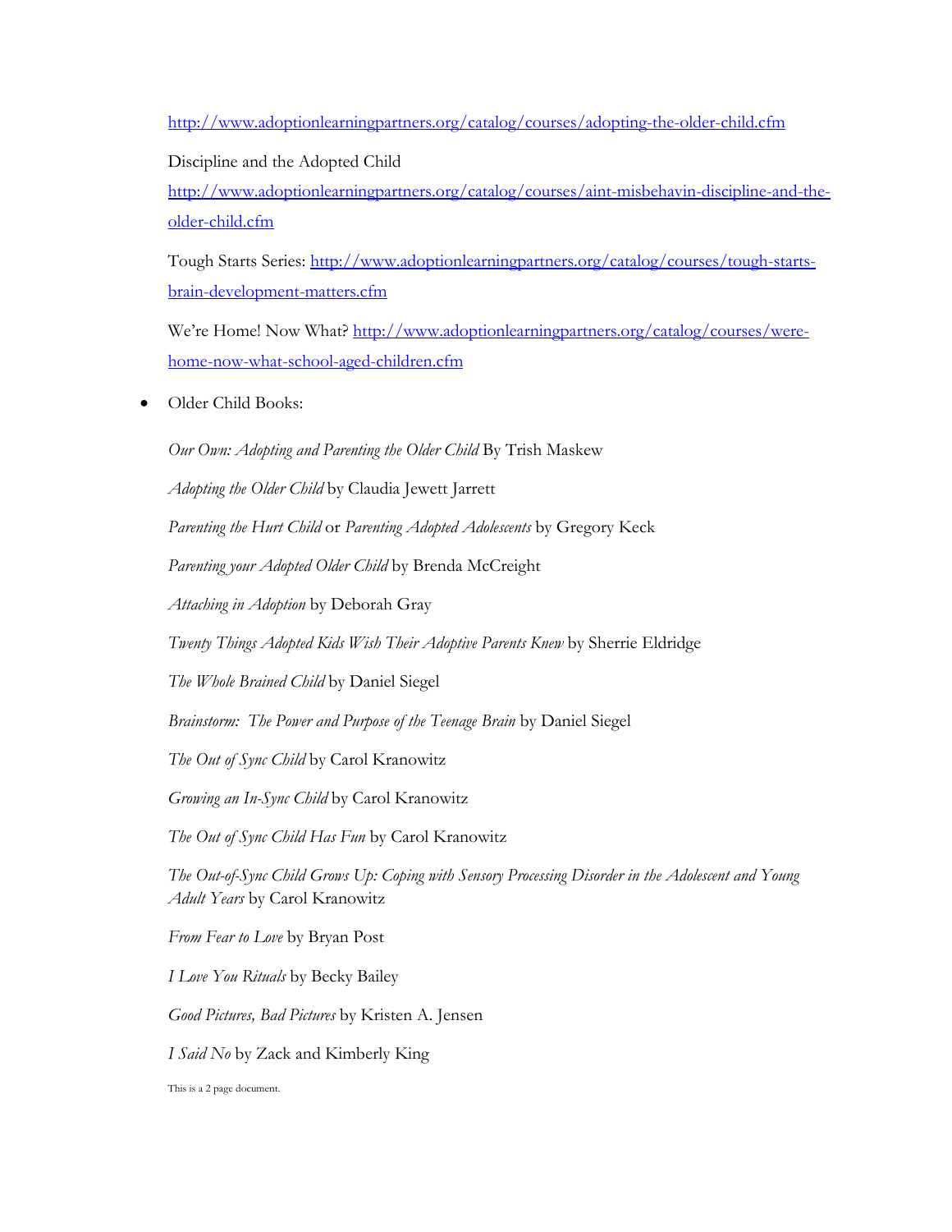http://www.adoptionlearningpartners.org/catalog/courses/adopting-the-older-child.cfm

Discipline and the Adopted Child
http://www.adoptionlearningpartners.org/catalog/courses/aint-misbehavin-discipline-and-the-older-child.cfm

Tough Starts Series: http://www.adoptionlearningpartners.org/catalog/courses/tough-starts-brain-development-matters.cfm

We're Home! Now What? http://www.adoptionlearningpartners.org/catalog/courses/were-home-now-what-school-aged-children.cfm

- Older Child Books:

  *Our Own: Adopting and Parenting the Older Child* By Trish Maskew

  *Adopting the Older Child* by Claudia Jewett Jarrett

  *Parenting the Hurt Child* or *Parenting Adopted Adolescents* by Gregory Keck

  *Parenting your Adopted Older Child* by Brenda McCreight

  *Attaching in Adoption* by Deborah Gray

  *Twenty Things Adopted Kids Wish Their Adoptive Parents Knew* by Sherrie Eldridge

  *The Whole Brained Child* by Daniel Siegel

  *Brainstorm: The Power and Purpose of the Teenage Brain* by Daniel Siegel

  *The Out of Sync Child* by Carol Kranowitz

  *Growing an In-Sync Child* by Carol Kranowitz

  *The Out of Sync Child Has Fun* by Carol Kranowitz

  *The Out-of-Sync Child Grows Up: Coping with Sensory Processing Disorder in the Adolescent and Young Adult Years* by Carol Kranowitz

  *From Fear to Love* by Bryan Post

  *I Love You Rituals* by Becky Bailey

  *Good Pictures, Bad Pictures* by Kristen A. Jensen

  *I Said No* by Zack and Kimberly King

This is a 2 page document.